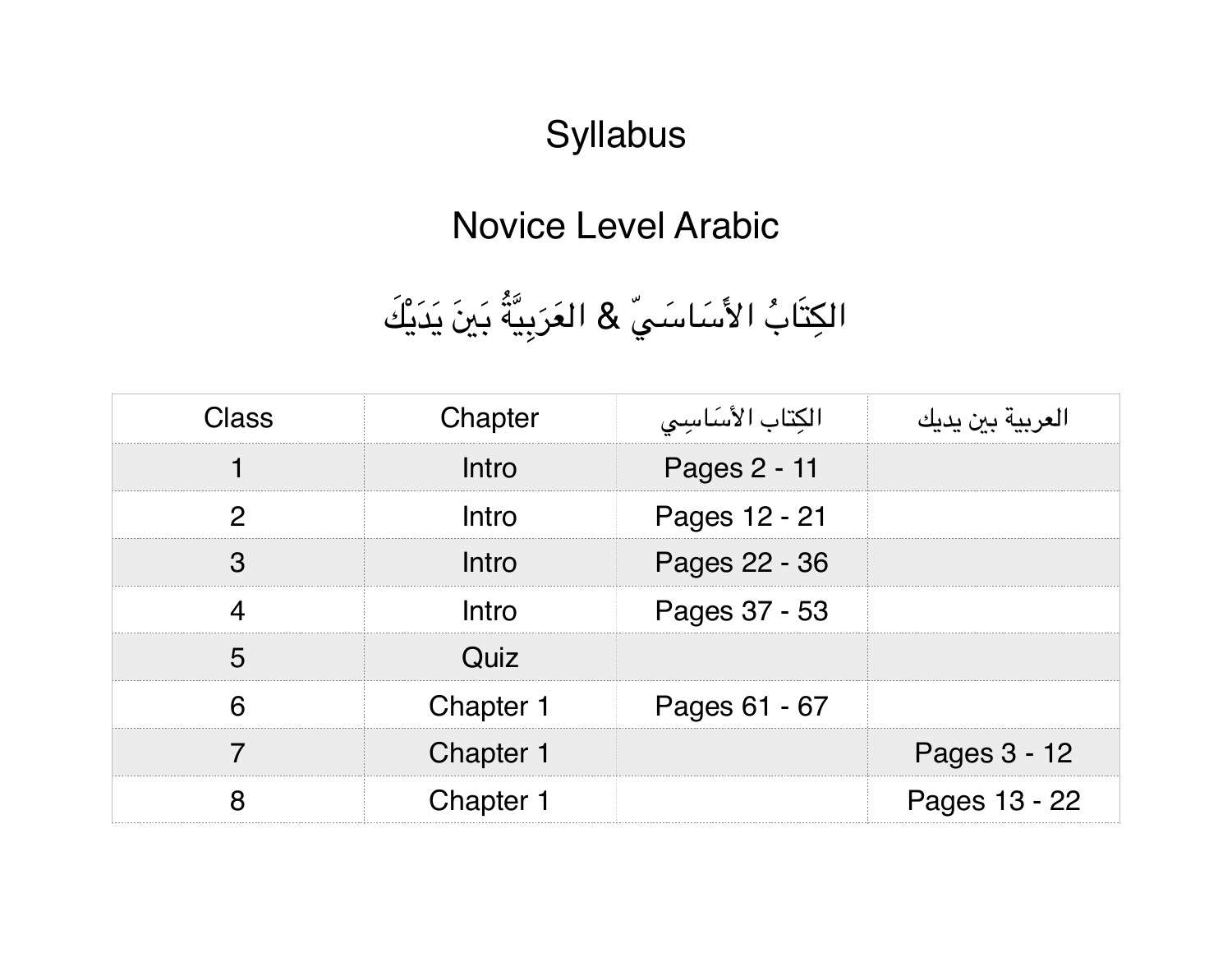# Syllabus

## Novice Level Arabic

## الكِتَابُ الأَسَاسَيّ & العَرَبِيَّةُ بَينَ يَدَيْكَ

| Class | Chapter | الكِتاب الأسَاسِي | العربية بين يديك |
| --- | --- | --- | --- |
| 1 | Intro | Pages 2 - 11 | |
| 2 | Intro | Pages 12 - 21 | |
| 3 | Intro | Pages 22 - 36 | |
| 4 | Intro | Pages 37 - 53 | |
| 5 | Quiz | | |
| 6 | Chapter 1 | Pages 61 - 67 | |
| 7 | Chapter 1 | | Pages 3 - 12 |
| 8 | Chapter 1 | | Pages 13 - 22 |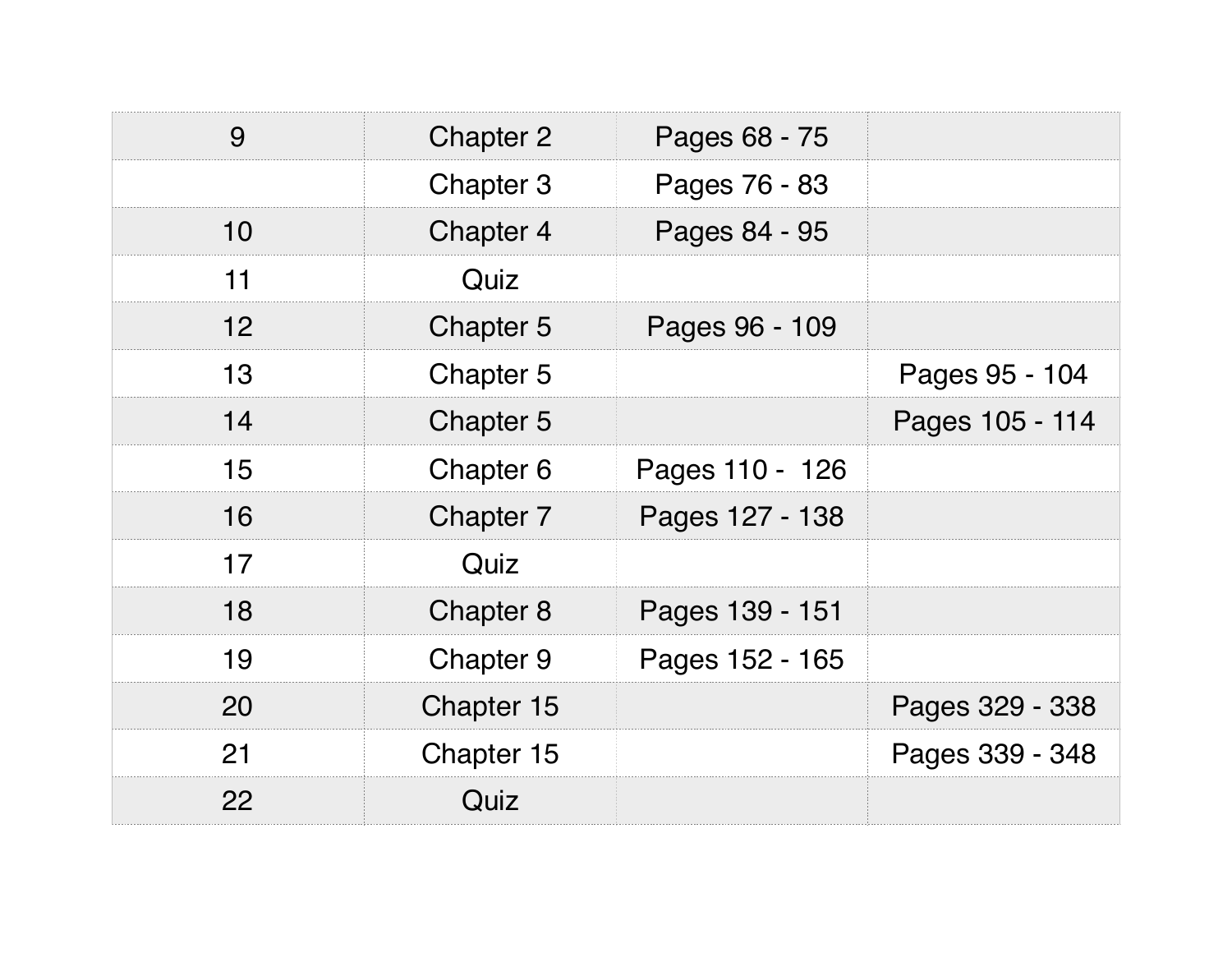| | | | |
|---|---|---|---|
| 9 | Chapter 2 | Pages 68 - 75 | |
| | Chapter 3 | Pages 76 - 83 | |
| 10 | Chapter 4 | Pages 84 - 95 | |
| 11 | Quiz | | |
| 12 | Chapter 5 | Pages 96 - 109 | |
| 13 | Chapter 5 | | Pages 95 - 104 |
| 14 | Chapter 5 | | Pages 105 - 114 |
| 15 | Chapter 6 | Pages 110 - 126 | |
| 16 | Chapter 7 | Pages 127 - 138 | |
| 17 | Quiz | | |
| 18 | Chapter 8 | Pages 139 - 151 | |
| 19 | Chapter 9 | Pages 152 - 165 | |
| 20 | Chapter 15 | | Pages 329 - 338 |
| 21 | Chapter 15 | | Pages 339 - 348 |
| 22 | Quiz | | |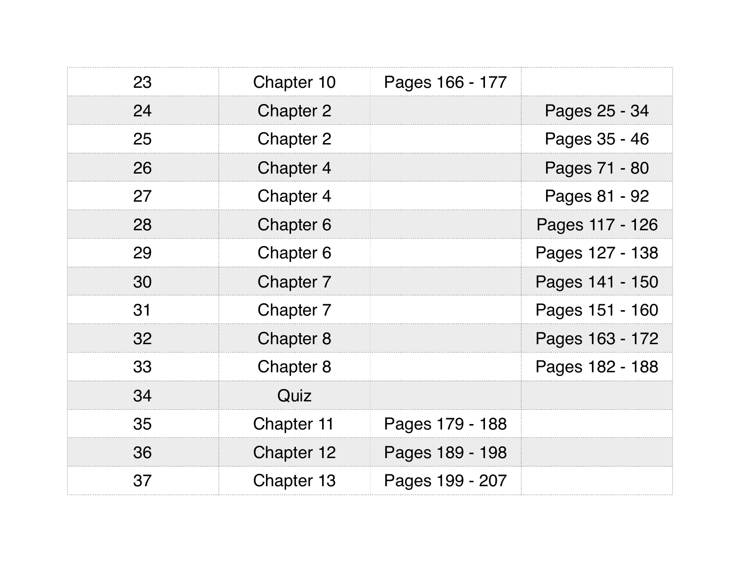| | | | |
|---|---|---|---|
| 23 | Chapter 10 | Pages 166 - 177 | |
| 24 | Chapter 2 | | Pages 25 - 34 |
| 25 | Chapter 2 | | Pages 35 - 46 |
| 26 | Chapter 4 | | Pages 71 - 80 |
| 27 | Chapter 4 | | Pages 81 - 92 |
| 28 | Chapter 6 | | Pages 117 - 126 |
| 29 | Chapter 6 | | Pages 127 - 138 |
| 30 | Chapter 7 | | Pages 141 - 150 |
| 31 | Chapter 7 | | Pages 151 - 160 |
| 32 | Chapter 8 | | Pages 163 - 172 |
| 33 | Chapter 8 | | Pages 182 - 188 |
| 34 | Quiz | | |
| 35 | Chapter 11 | Pages 179 - 188 | |
| 36 | Chapter 12 | Pages 189 - 198 | |
| 37 | Chapter 13 | Pages 199 - 207 | |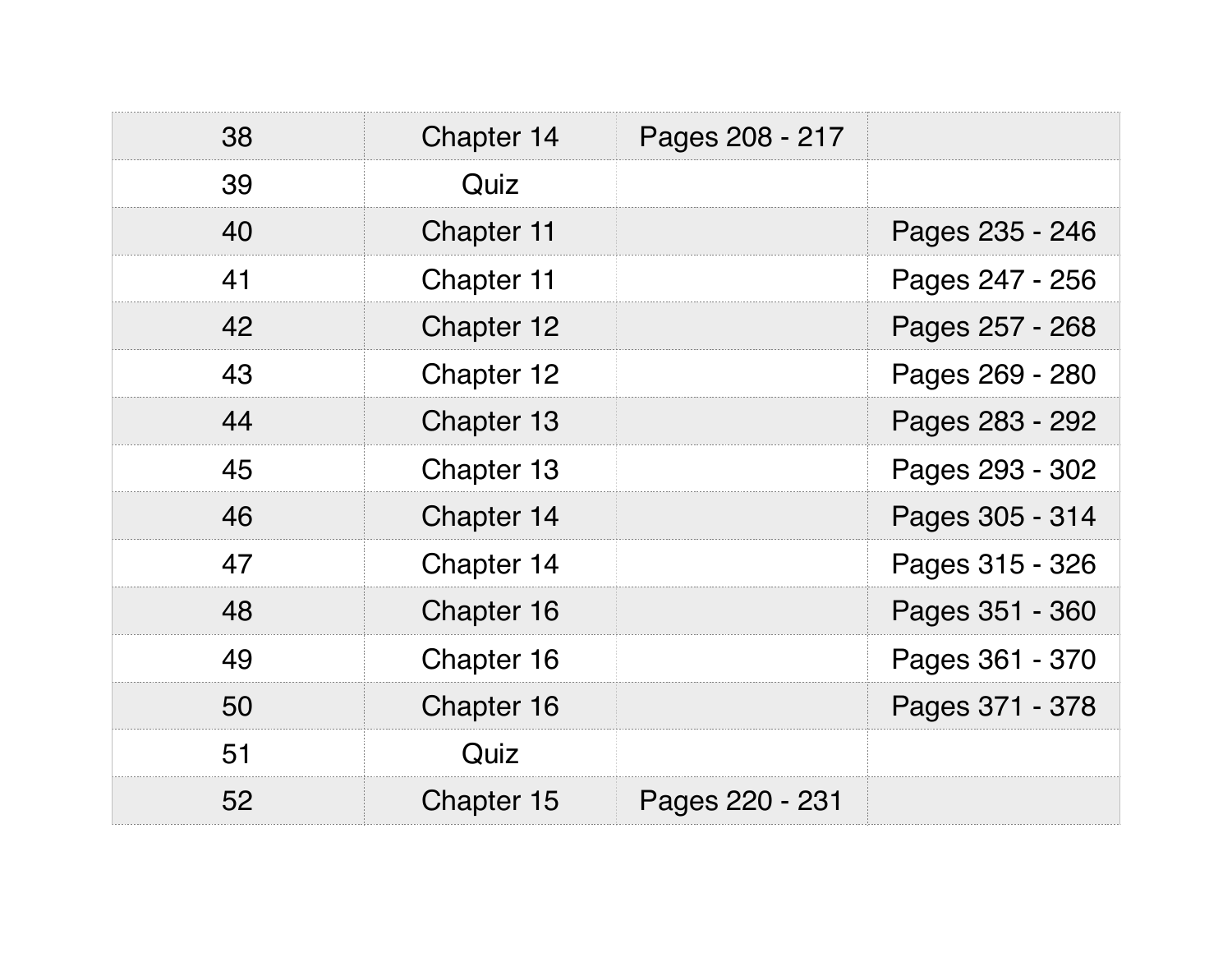| | | | |
|---|---|---|---|
| 38 | Chapter 14 | Pages 208 - 217 | |
| 39 | Quiz | | |
| 40 | Chapter 11 | | Pages 235 - 246 |
| 41 | Chapter 11 | | Pages 247 - 256 |
| 42 | Chapter 12 | | Pages 257 - 268 |
| 43 | Chapter 12 | | Pages 269 - 280 |
| 44 | Chapter 13 | | Pages 283 - 292 |
| 45 | Chapter 13 | | Pages 293 - 302 |
| 46 | Chapter 14 | | Pages 305 - 314 |
| 47 | Chapter 14 | | Pages 315 - 326 |
| 48 | Chapter 16 | | Pages 351 - 360 |
| 49 | Chapter 16 | | Pages 361 - 370 |
| 50 | Chapter 16 | | Pages 371 - 378 |
| 51 | Quiz | | |
| 52 | Chapter 15 | Pages 220 - 231 | |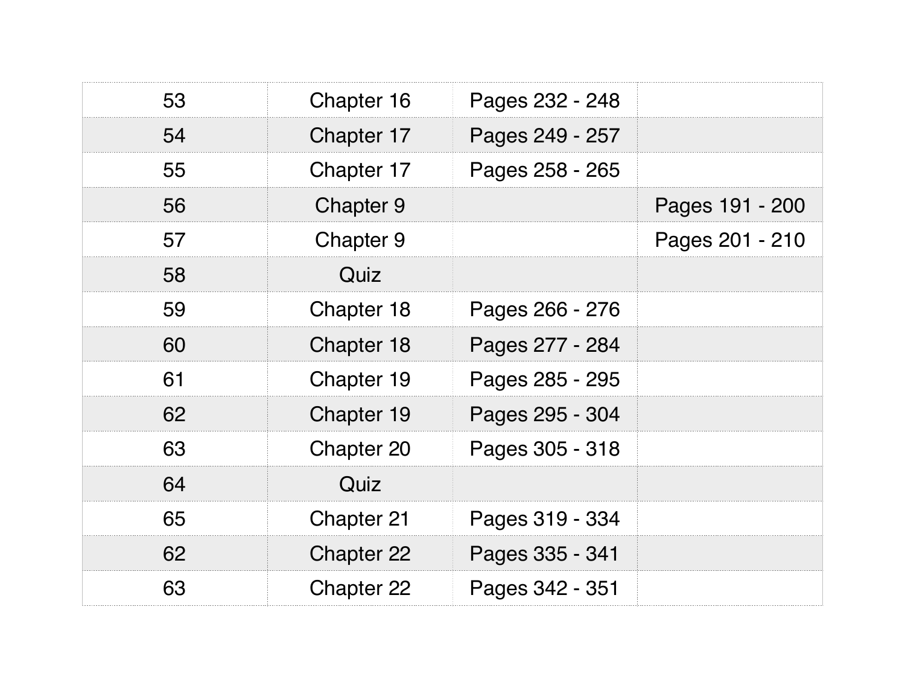| | | | |
|---|---|---|---|
| 53 | Chapter 16 | Pages 232 - 248 | |
| 54 | Chapter 17 | Pages 249 - 257 | |
| 55 | Chapter 17 | Pages 258 - 265 | |
| 56 | Chapter 9 | | Pages 191 - 200 |
| 57 | Chapter 9 | | Pages 201 - 210 |
| 58 | Quiz | | |
| 59 | Chapter 18 | Pages 266 - 276 | |
| 60 | Chapter 18 | Pages 277 - 284 | |
| 61 | Chapter 19 | Pages 285 - 295 | |
| 62 | Chapter 19 | Pages 295 - 304 | |
| 63 | Chapter 20 | Pages 305 - 318 | |
| 64 | Quiz | | |
| 65 | Chapter 21 | Pages 319 - 334 | |
| 62 | Chapter 22 | Pages 335 - 341 | |
| 63 | Chapter 22 | Pages 342 - 351 | |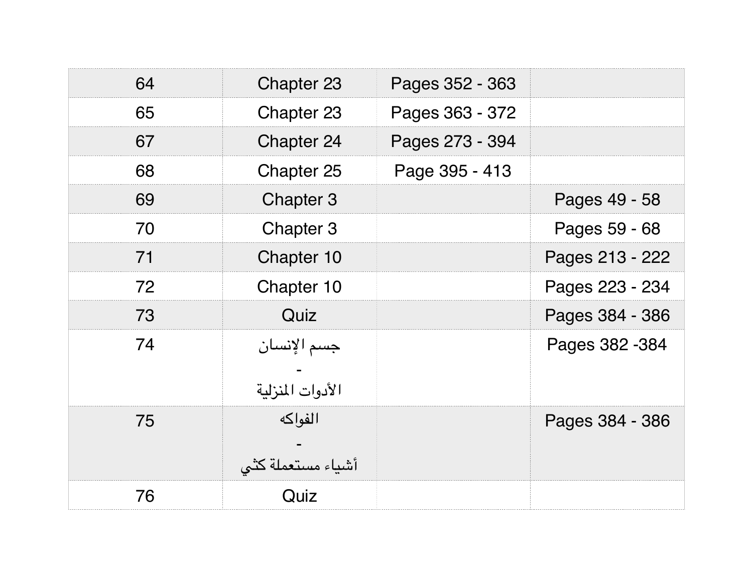| | | | |
|---|---|---|---|
| 64 | Chapter 23 | Pages 352 - 363 | |
| 65 | Chapter 23 | Pages 363 - 372 | |
| 67 | Chapter 24 | Pages 273 - 394 | |
| 68 | Chapter 25 | Page 395 - 413 | |
| 69 | Chapter 3 | | Pages 49 - 58 |
| 70 | Chapter 3 | | Pages 59 - 68 |
| 71 | Chapter 10 | | Pages 213 - 222 |
| 72 | Chapter 10 | | Pages 223 - 234 |
| 73 | Quiz | | Pages 384 - 386 |
| 74 | جسم الإنسان<br>-<br>الأدوات المنزلية | | Pages 382 -384 |
| 75 | الفواكه<br>-<br>أشياء مستعملة كثي | | Pages 384 - 386 |
| 76 | Quiz | | |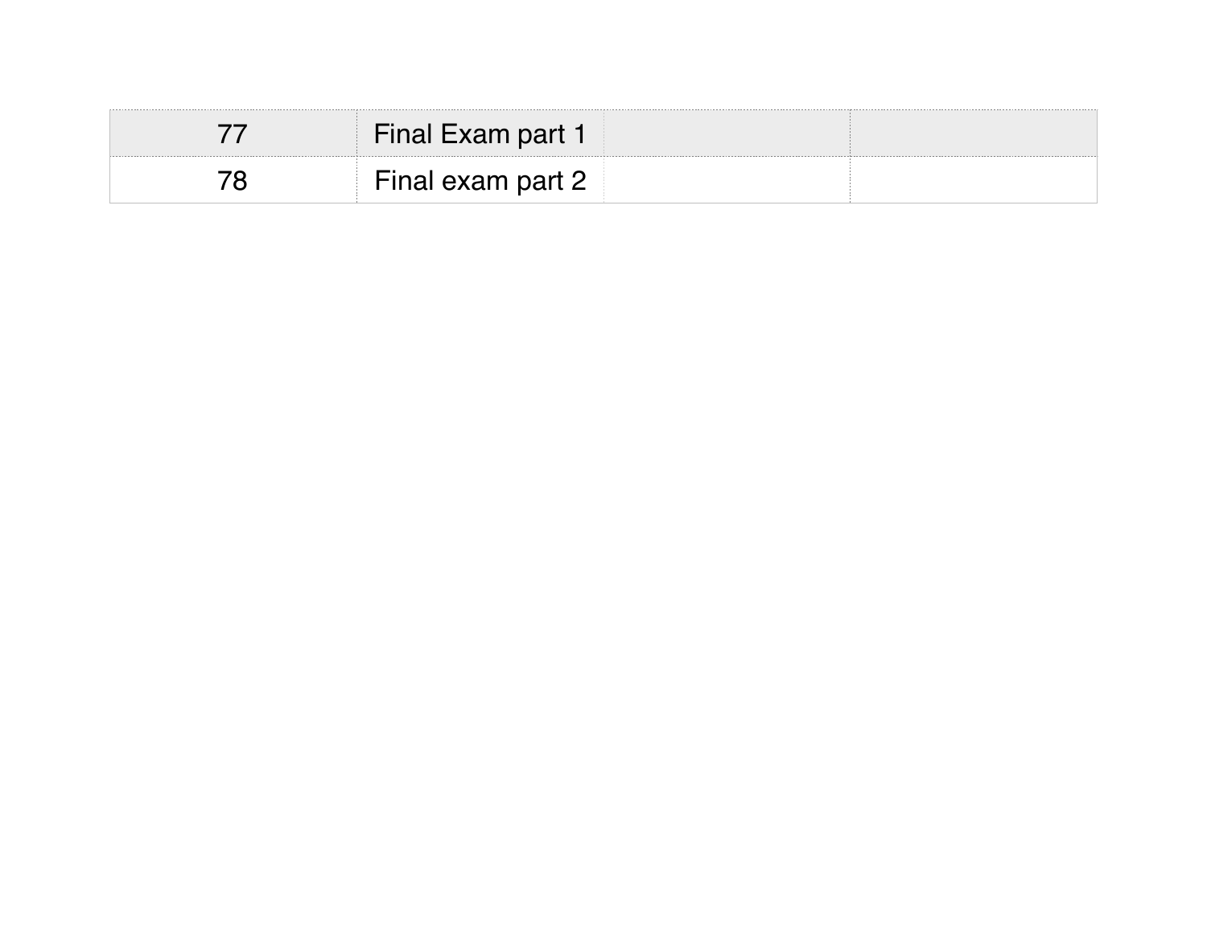| | | | |
|---|---|---|---|
| 77 | Final Exam part 1 | | |
| 78 | Final exam part 2 | | |